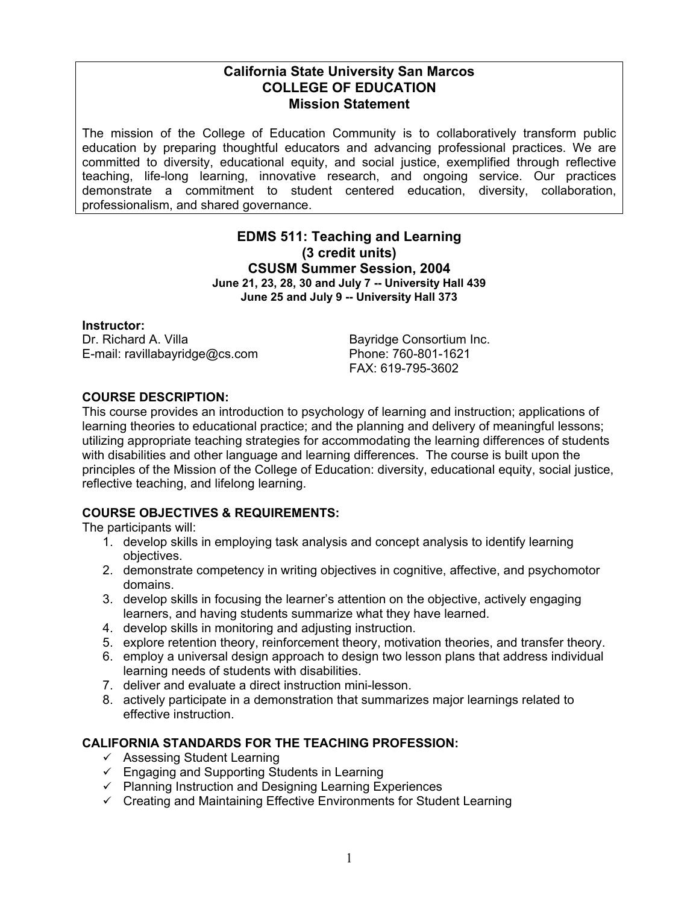# California State University San Marcos
## COLLEGE OF EDUCATION
## Mission Statement

The mission of the College of Education Community is to collaboratively transform public education by preparing thoughtful educators and advancing professional practices. We are committed to diversity, educational equity, and social justice, exemplified through reflective teaching, life-long learning, innovative research, and ongoing service. Our practices demonstrate a commitment to student centered education, diversity, collaboration, professionalism, and shared governance.

## EDMS 511: Teaching and Learning
### (3 credit units)
### CSUSM Summer Session, 2004

**June 21, 23, 28, 30 and July 7 -- University Hall 439**
**June 25 and July 9 -- University Hall 373**

**Instructor:**
Dr. Richard A. Villa
E-mail: ravillabayridge@cs.com

Bayridge Consortium Inc.
Phone: 760-801-1621
FAX: 619-795-3602

**COURSE DESCRIPTION:**
This course provides an introduction to psychology of learning and instruction; applications of learning theories to educational practice; and the planning and delivery of meaningful lessons; utilizing appropriate teaching strategies for accommodating the learning differences of students with disabilities and other language and learning differences. The course is built upon the principles of the Mission of the College of Education: diversity, educational equity, social justice, reflective teaching, and lifelong learning.

**COURSE OBJECTIVES & REQUIREMENTS:**
The participants will:

1. develop skills in employing task analysis and concept analysis to identify learning objectives.
2. demonstrate competency in writing objectives in cognitive, affective, and psychomotor domains.
3. develop skills in focusing the learner's attention on the objective, actively engaging learners, and having students summarize what they have learned.
4. develop skills in monitoring and adjusting instruction.
5. explore retention theory, reinforcement theory, motivation theories, and transfer theory.
6. employ a universal design approach to design two lesson plans that address individual learning needs of students with disabilities.
7. deliver and evaluate a direct instruction mini-lesson.
8. actively participate in a demonstration that summarizes major learnings related to effective instruction.

**CALIFORNIA STANDARDS FOR THE TEACHING PROFESSION:**

- ✓ Assessing Student Learning
- ✓ Engaging and Supporting Students in Learning
- ✓ Planning Instruction and Designing Learning Experiences
- ✓ Creating and Maintaining Effective Environments for Student Learning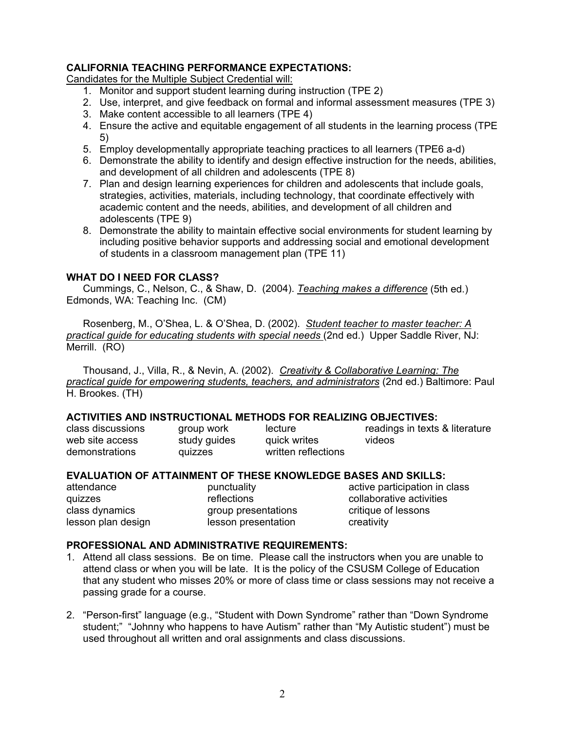### CALIFORNIA TEACHING PERFORMANCE EXPECTATIONS:

Candidates for the Multiple Subject Credential will:

1. Monitor and support student learning during instruction (TPE 2)
2. Use, interpret, and give feedback on formal and informal assessment measures (TPE 3)
3. Make content accessible to all learners (TPE 4)
4. Ensure the active and equitable engagement of all students in the learning process (TPE 5)
5. Employ developmentally appropriate teaching practices to all learners (TPE6 a-d)
6. Demonstrate the ability to identify and design effective instruction for the needs, abilities, and development of all children and adolescents (TPE 8)
7. Plan and design learning experiences for children and adolescents that include goals, strategies, activities, materials, including technology, that coordinate effectively with academic content and the needs, abilities, and development of all children and adolescents (TPE 9)
8. Demonstrate the ability to maintain effective social environments for student learning by including positive behavior supports and addressing social and emotional development of students in a classroom management plan (TPE 11)

### WHAT DO I NEED FOR CLASS?

Cummings, C., Nelson, C., & Shaw, D. (2004). *Teaching makes a difference* (5th ed.) Edmonds, WA: Teaching Inc. (CM)

Rosenberg, M., O'Shea, L. & O'Shea, D. (2002). *Student teacher to master teacher: A practical guide for educating students with special needs* (2nd ed.) Upper Saddle River, NJ: Merrill. (RO)

Thousand, J., Villa, R., & Nevin, A. (2002). *Creativity & Collaborative Learning: The practical guide for empowering students, teachers, and administrators* (2nd ed.) Baltimore: Paul H. Brookes. (TH)

### ACTIVITIES AND INSTRUCTIONAL METHODS FOR REALIZING OBJECTIVES:

| | | | |
|---|---|---|---|
| class discussions | group work | lecture | readings in texts & literature |
| web site access | study guides | quick writes | videos |
| demonstrations | quizzes | written reflections | |

### EVALUATION OF ATTAINMENT OF THESE KNOWLEDGE BASES AND SKILLS:

| | | |
|---|---|---|
| attendance | punctuality | active participation in class |
| quizzes | reflections | collaborative activities |
| class dynamics | group presentations | critique of lessons |
| lesson plan design | lesson presentation | creativity |

### PROFESSIONAL AND ADMINISTRATIVE REQUIREMENTS:

1. Attend all class sessions. Be on time. Please call the instructors when you are unable to attend class or when you will be late. It is the policy of the CSUSM College of Education that any student who misses 20% or more of class time or class sessions may not receive a passing grade for a course.

2. "Person-first" language (e.g., "Student with Down Syndrome" rather than "Down Syndrome student;" "Johnny who happens to have Autism" rather than "My Autistic student") must be used throughout all written and oral assignments and class discussions.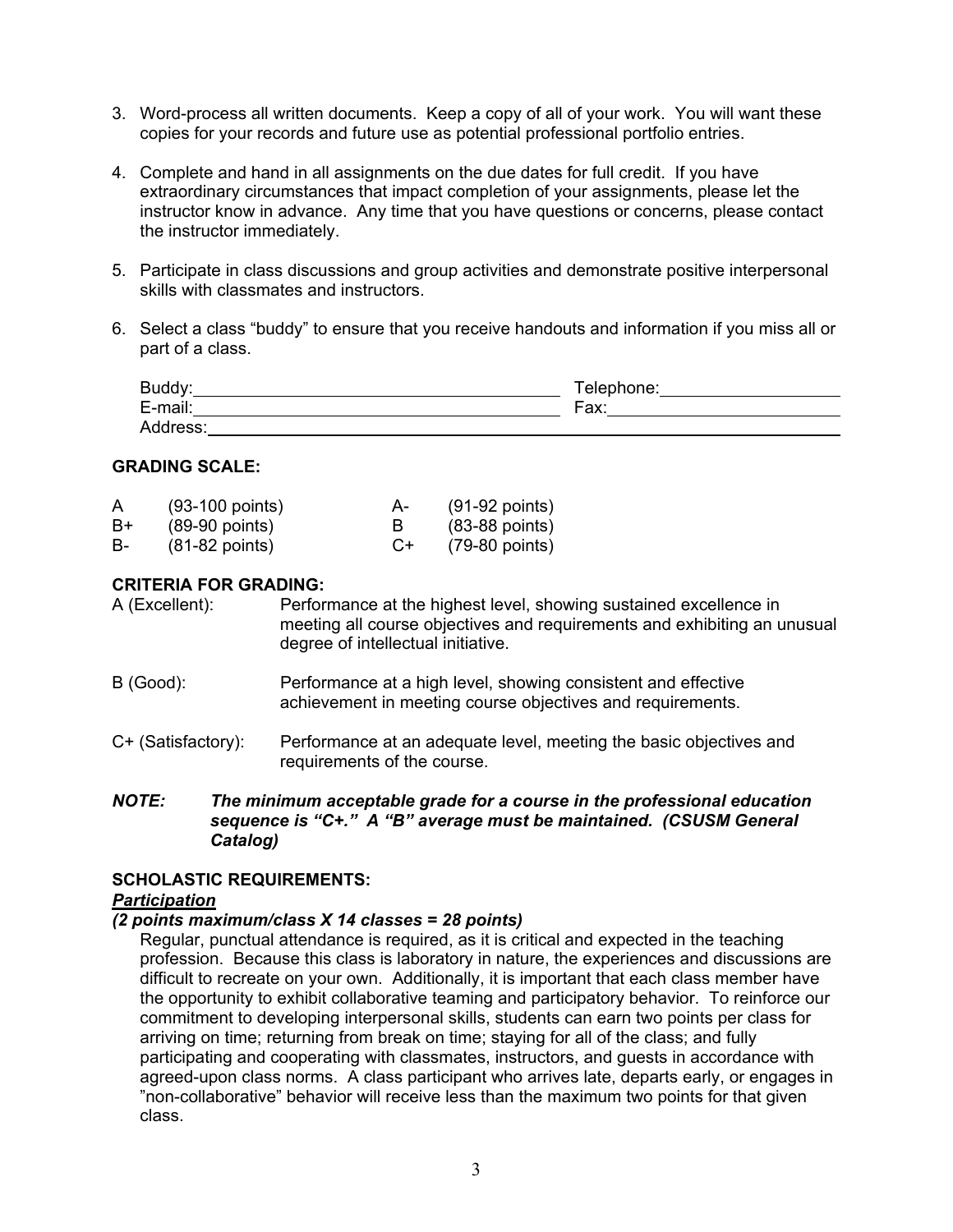3. Word-process all written documents. Keep a copy of all of your work. You will want these copies for your records and future use as potential professional portfolio entries.

4. Complete and hand in all assignments on the due dates for full credit. If you have extraordinary circumstances that impact completion of your assignments, please let the instructor know in advance. Any time that you have questions or concerns, please contact the instructor immediately.

5. Participate in class discussions and group activities and demonstrate positive interpersonal skills with classmates and instructors.

6. Select a class "buddy" to ensure that you receive handouts and information if you miss all or part of a class.

Buddy:\_\_\_\_\_\_\_\_\_\_\_\_\_\_\_\_\_\_\_\_\_\_\_\_\_\_\_\_\_\_\_\_\_\_\_\_ Telephone:\_\_\_\_\_\_\_\_\_\_\_\_\_\_\_\_\_\_\_\_
E-mail:\_\_\_\_\_\_\_\_\_\_\_\_\_\_\_\_\_\_\_\_\_\_\_\_\_\_\_\_\_\_\_\_\_\_\_\_ Fax:\_\_\_\_\_\_\_\_\_\_\_\_\_\_\_\_\_\_\_\_\_\_\_\_\_\_
Address:\_\_\_\_\_\_\_\_\_\_\_\_\_\_\_\_\_\_\_\_\_\_\_\_\_\_\_\_\_\_\_\_\_\_\_\_\_\_\_\_\_\_\_\_\_\_\_\_\_\_\_\_\_\_\_\_\_\_\_\_\_\_\_\_

**GRADING SCALE:**

| | | | |
|---|---|---|---|
| A | (93-100 points) | A- | (91-92 points) |
| B+ | (89-90 points) | B | (83-88 points) |
| B- | (81-82 points) | C+ | (79-80 points) |

**CRITERIA FOR GRADING:**

A (Excellent): Performance at the highest level, showing sustained excellence in meeting all course objectives and requirements and exhibiting an unusual degree of intellectual initiative.

B (Good): Performance at a high level, showing consistent and effective achievement in meeting course objectives and requirements.

C+ (Satisfactory): Performance at an adequate level, meeting the basic objectives and requirements of the course.

***NOTE: The minimum acceptable grade for a course in the professional education sequence is "C+." A "B" average must be maintained. (CSUSM General Catalog)***

**SCHOLASTIC REQUIREMENTS:**

***Participation***

***(2 points maximum/class X 14 classes = 28 points)***

Regular, punctual attendance is required, as it is critical and expected in the teaching profession. Because this class is laboratory in nature, the experiences and discussions are difficult to recreate on your own. Additionally, it is important that each class member have the opportunity to exhibit collaborative teaming and participatory behavior. To reinforce our commitment to developing interpersonal skills, students can earn two points per class for arriving on time; returning from break on time; staying for all of the class; and fully participating and cooperating with classmates, instructors, and guests in accordance with agreed-upon class norms. A class participant who arrives late, departs early, or engages in "non-collaborative" behavior will receive less than the maximum two points for that given class.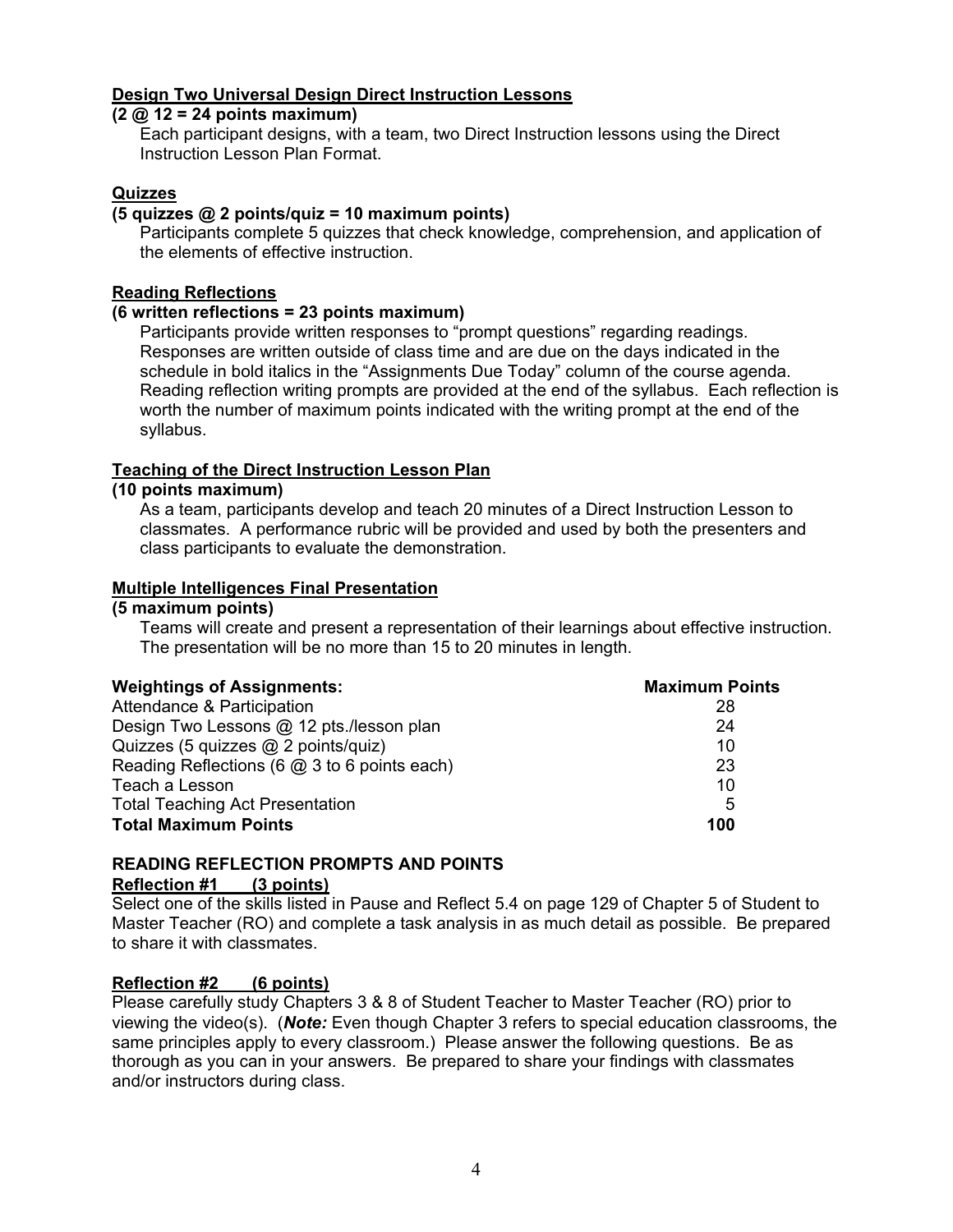**Design Two Universal Design Direct Instruction Lessons**
**(2 @ 12 = 24 points maximum)**

Each participant designs, with a team, two Direct Instruction lessons using the Direct Instruction Lesson Plan Format.

**Quizzes**
**(5 quizzes @ 2 points/quiz = 10 maximum points)**

Participants complete 5 quizzes that check knowledge, comprehension, and application of the elements of effective instruction.

**Reading Reflections**
**(6 written reflections = 23 points maximum)**

Participants provide written responses to "prompt questions" regarding readings. Responses are written outside of class time and are due on the days indicated in the schedule in bold italics in the "Assignments Due Today" column of the course agenda. Reading reflection writing prompts are provided at the end of the syllabus. Each reflection is worth the number of maximum points indicated with the writing prompt at the end of the syllabus.

**Teaching of the Direct Instruction Lesson Plan**
**(10 points maximum)**

As a team, participants develop and teach 20 minutes of a Direct Instruction Lesson to classmates. A performance rubric will be provided and used by both the presenters and class participants to evaluate the demonstration.

**Multiple Intelligences Final Presentation**
**(5 maximum points)**

Teams will create and present a representation of their learnings about effective instruction. The presentation will be no more than 15 to 20 minutes in length.

| **Weightings of Assignments:** | **Maximum Points** |
|---|---|
| Attendance & Participation | 28 |
| Design Two Lessons @ 12 pts./lesson plan | 24 |
| Quizzes (5 quizzes @ 2 points/quiz) | 10 |
| Reading Reflections (6 @ 3 to 6 points each) | 23 |
| Teach a Lesson | 10 |
| Total Teaching Act Presentation | 5 |
| **Total Maximum Points** | **100** |

## READING REFLECTION PROMPTS AND POINTS

**Reflection #1 (3 points)**

Select one of the skills listed in Pause and Reflect 5.4 on page 129 of Chapter 5 of Student to Master Teacher (RO) and complete a task analysis in as much detail as possible. Be prepared to share it with classmates.

**Reflection #2 (6 points)**

Please carefully study Chapters 3 & 8 of Student Teacher to Master Teacher (RO) prior to viewing the video(s). (***Note:*** Even though Chapter 3 refers to special education classrooms, the same principles apply to every classroom.) Please answer the following questions. Be as thorough as you can in your answers. Be prepared to share your findings with classmates and/or instructors during class.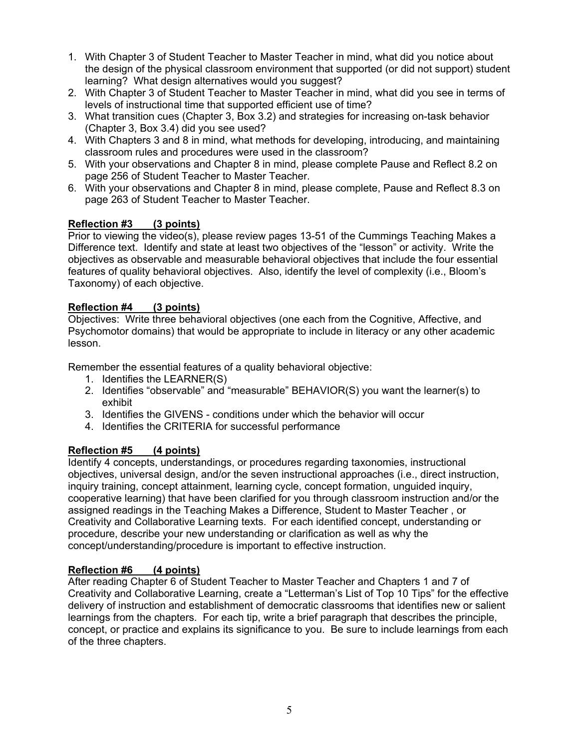1. With Chapter 3 of Student Teacher to Master Teacher in mind, what did you notice about the design of the physical classroom environment that supported (or did not support) student learning? What design alternatives would you suggest?
2. With Chapter 3 of Student Teacher to Master Teacher in mind, what did you see in terms of levels of instructional time that supported efficient use of time?
3. What transition cues (Chapter 3, Box 3.2) and strategies for increasing on-task behavior (Chapter 3, Box 3.4) did you see used?
4. With Chapters 3 and 8 in mind, what methods for developing, introducing, and maintaining classroom rules and procedures were used in the classroom?
5. With your observations and Chapter 8 in mind, please complete Pause and Reflect 8.2 on page 256 of Student Teacher to Master Teacher.
6. With your observations and Chapter 8 in mind, please complete, Pause and Reflect 8.3 on page 263 of Student Teacher to Master Teacher.

**Reflection #3 (3 points)**

Prior to viewing the video(s), please review pages 13-51 of the Cummings Teaching Makes a Difference text. Identify and state at least two objectives of the "lesson" or activity. Write the objectives as observable and measurable behavioral objectives that include the four essential features of quality behavioral objectives. Also, identify the level of complexity (i.e., Bloom's Taxonomy) of each objective.

**Reflection #4 (3 points)**

Objectives: Write three behavioral objectives (one each from the Cognitive, Affective, and Psychomotor domains) that would be appropriate to include in literacy or any other academic lesson.

Remember the essential features of a quality behavioral objective:

1. Identifies the LEARNER(S)
2. Identifies "observable" and "measurable" BEHAVIOR(S) you want the learner(s) to exhibit
3. Identifies the GIVENS - conditions under which the behavior will occur
4. Identifies the CRITERIA for successful performance

**Reflection #5 (4 points)**

Identify 4 concepts, understandings, or procedures regarding taxonomies, instructional objectives, universal design, and/or the seven instructional approaches (i.e., direct instruction, inquiry training, concept attainment, learning cycle, concept formation, unguided inquiry, cooperative learning) that have been clarified for you through classroom instruction and/or the assigned readings in the Teaching Makes a Difference, Student to Master Teacher , or Creativity and Collaborative Learning texts. For each identified concept, understanding or procedure, describe your new understanding or clarification as well as why the concept/understanding/procedure is important to effective instruction.

**Reflection #6 (4 points)**

After reading Chapter 6 of Student Teacher to Master Teacher and Chapters 1 and 7 of Creativity and Collaborative Learning, create a "Letterman's List of Top 10 Tips" for the effective delivery of instruction and establishment of democratic classrooms that identifies new or salient learnings from the chapters. For each tip, write a brief paragraph that describes the principle, concept, or practice and explains its significance to you. Be sure to include learnings from each of the three chapters.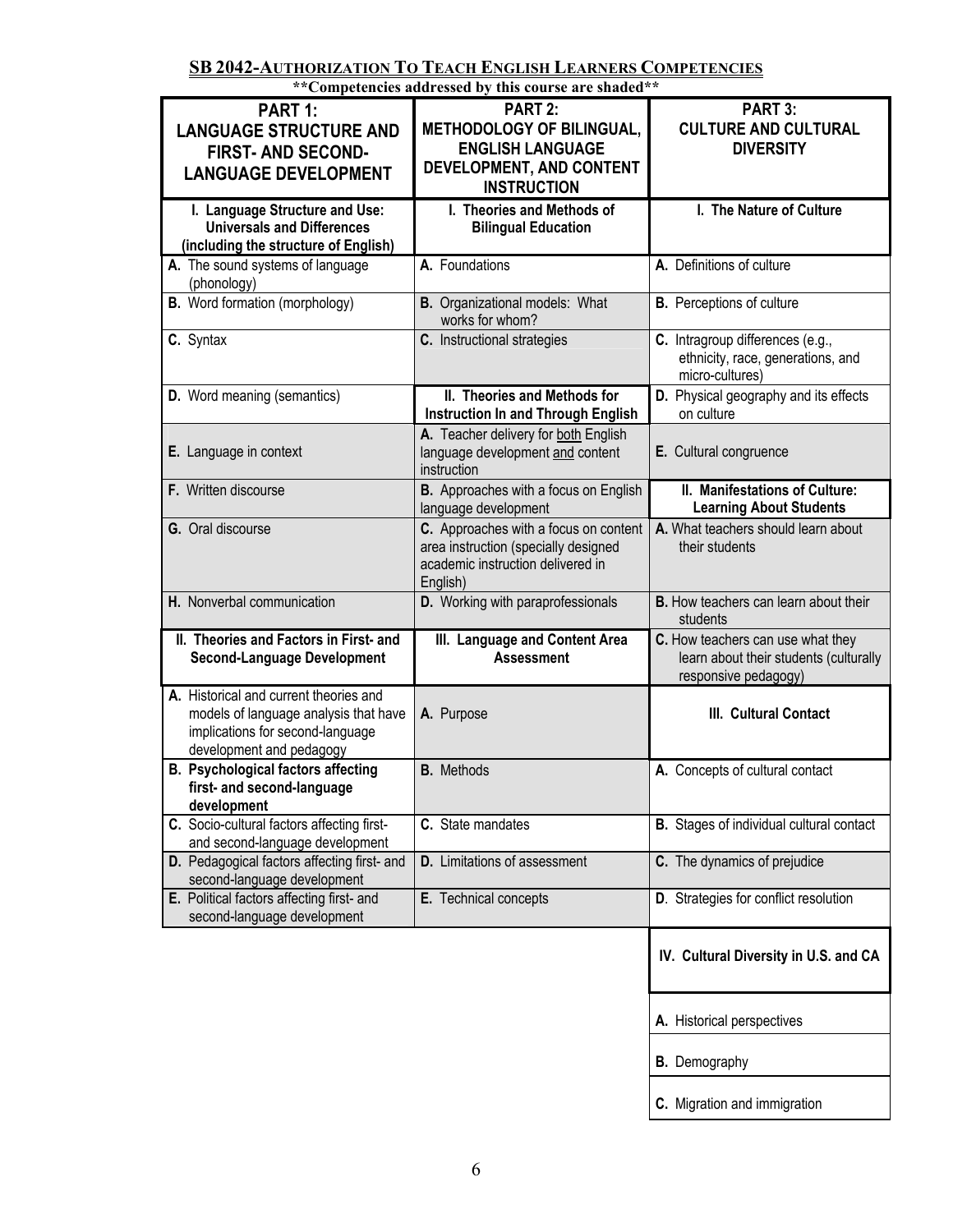## SB 2042-Authorization To Teach English Learners Competencies

**\*\*Competencies addressed by this course are shaded\*\***

| PART 1: LANGUAGE STRUCTURE AND FIRST- AND SECOND-LANGUAGE DEVELOPMENT | PART 2: METHODOLOGY OF BILINGUAL, ENGLISH LANGUAGE DEVELOPMENT, AND CONTENT INSTRUCTION | PART 3: CULTURE AND CULTURAL DIVERSITY |
|---|---|---|
| **I. Language Structure and Use: Universals and Differences (including the structure of English)** | **I. Theories and Methods of Bilingual Education** | **I. The Nature of Culture** |
| **A.** The sound systems of language (phonology) | **A.** Foundations | **A.** Definitions of culture |
| **B.** Word formation (morphology) | **B.** Organizational models: What works for whom? | **B.** Perceptions of culture |
| **C.** Syntax | **C.** Instructional strategies | **C.** Intragroup differences (e.g., ethnicity, race, generations, and micro-cultures) |
| **D.** Word meaning (semantics) | **II. Theories and Methods for Instruction In and Through English** | **D.** Physical geography and its effects on culture |
| **E.** Language in context | **A.** Teacher delivery for both English language development and content instruction | **E.** Cultural congruence |
| **F.** Written discourse | **B.** Approaches with a focus on English language development | **II. Manifestations of Culture: Learning About Students** |
| **G.** Oral discourse | **C.** Approaches with a focus on content area instruction (specially designed academic instruction delivered in English) | **A.** What teachers should learn about their students |
| **H.** Nonverbal communication | **D.** Working with paraprofessionals | **B.** How teachers can learn about their students |
| **II. Theories and Factors in First- and Second-Language Development** | **III. Language and Content Area Assessment** | **C.** How teachers can use what they learn about their students (culturally responsive pedagogy) |
| **A.** Historical and current theories and models of language analysis that have implications for second-language development and pedagogy | **A.** Purpose | **III. Cultural Contact** |
| **B. Psychological factors affecting first- and second-language development** | **B.** Methods | **A.** Concepts of cultural contact |
| **C.** Socio-cultural factors affecting first- and second-language development | **C.** State mandates | **B.** Stages of individual cultural contact |
| **D.** Pedagogical factors affecting first- and second-language development | **D.** Limitations of assessment | **C.** The dynamics of prejudice |
| **E.** Political factors affecting first- and second-language development | **E.** Technical concepts | **D**. Strategies for conflict resolution |
| | | **IV. Cultural Diversity in U.S. and CA** |
| | | **A.** Historical perspectives |
| | | **B.** Demography |
| | | **C.** Migration and immigration |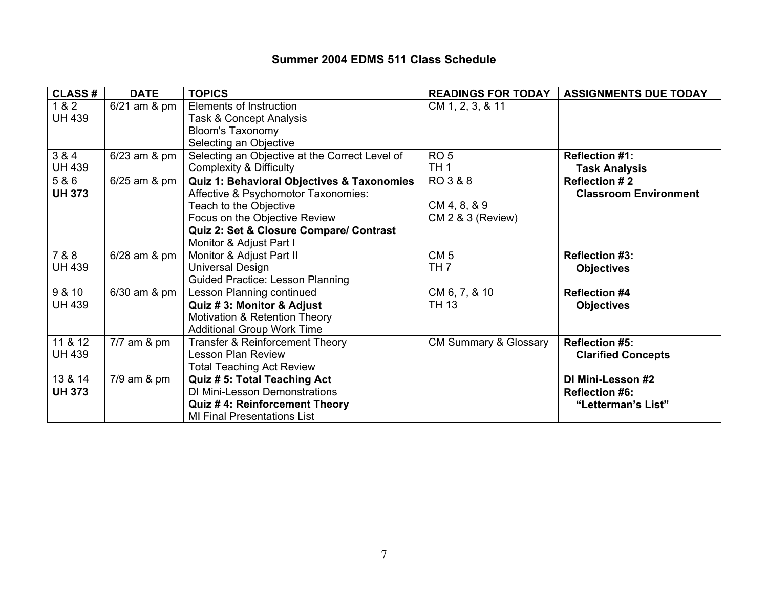# Summer 2004 EDMS 511 Class Schedule

| CLASS # | DATE | TOPICS | READINGS FOR TODAY | ASSIGNMENTS DUE TODAY |
|---|---|---|---|---|
| 1 & 2<br>UH 439 | 6/21 am & pm | Elements of Instruction<br>Task & Concept Analysis<br>Bloom's Taxonomy<br>Selecting an Objective | CM 1, 2, 3, & 11 | |
| 3 & 4<br>UH 439 | 6/23 am & pm | Selecting an Objective at the Correct Level of Complexity & Difficulty | RO 5<br>TH 1 | **Reflection #1:**<br>**Task Analysis** |
| 5 & 6<br>**UH 373** | 6/25 am & pm | **Quiz 1: Behavioral Objectives & Taxonomies**<br>Affective & Psychomotor Taxonomies:<br>Teach to the Objective<br>Focus on the Objective Review<br>**Quiz 2: Set & Closure Compare/ Contrast**<br>Monitor & Adjust Part I | RO 3 & 8<br><br>CM 4, 8, & 9<br>CM 2 & 3 (Review) | **Reflection # 2**<br>**Classroom Environment** |
| 7 & 8<br>UH 439 | 6/28 am & pm | Monitor & Adjust Part II<br>Universal Design<br>Guided Practice: Lesson Planning | CM 5<br>TH 7 | **Reflection #3:**<br>**Objectives** |
| 9 & 10<br>UH 439 | 6/30 am & pm | Lesson Planning continued<br>**Quiz # 3: Monitor & Adjust**<br>Motivation & Retention Theory<br>Additional Group Work Time | CM 6, 7, & 10<br>TH 13 | **Reflection #4**<br>**Objectives** |
| 11 & 12<br>UH 439 | 7/7 am & pm | Transfer & Reinforcement Theory<br>Lesson Plan Review<br>Total Teaching Act Review | CM Summary & Glossary | **Reflection #5:**<br>**Clarified Concepts** |
| 13 & 14<br>**UH 373** | 7/9 am & pm | **Quiz # 5: Total Teaching Act**<br>DI Mini-Lesson Demonstrations<br>**Quiz # 4: Reinforcement Theory**<br>MI Final Presentations List | | **DI Mini-Lesson #2**<br>**Reflection #6:**<br>**"Letterman's List"** |